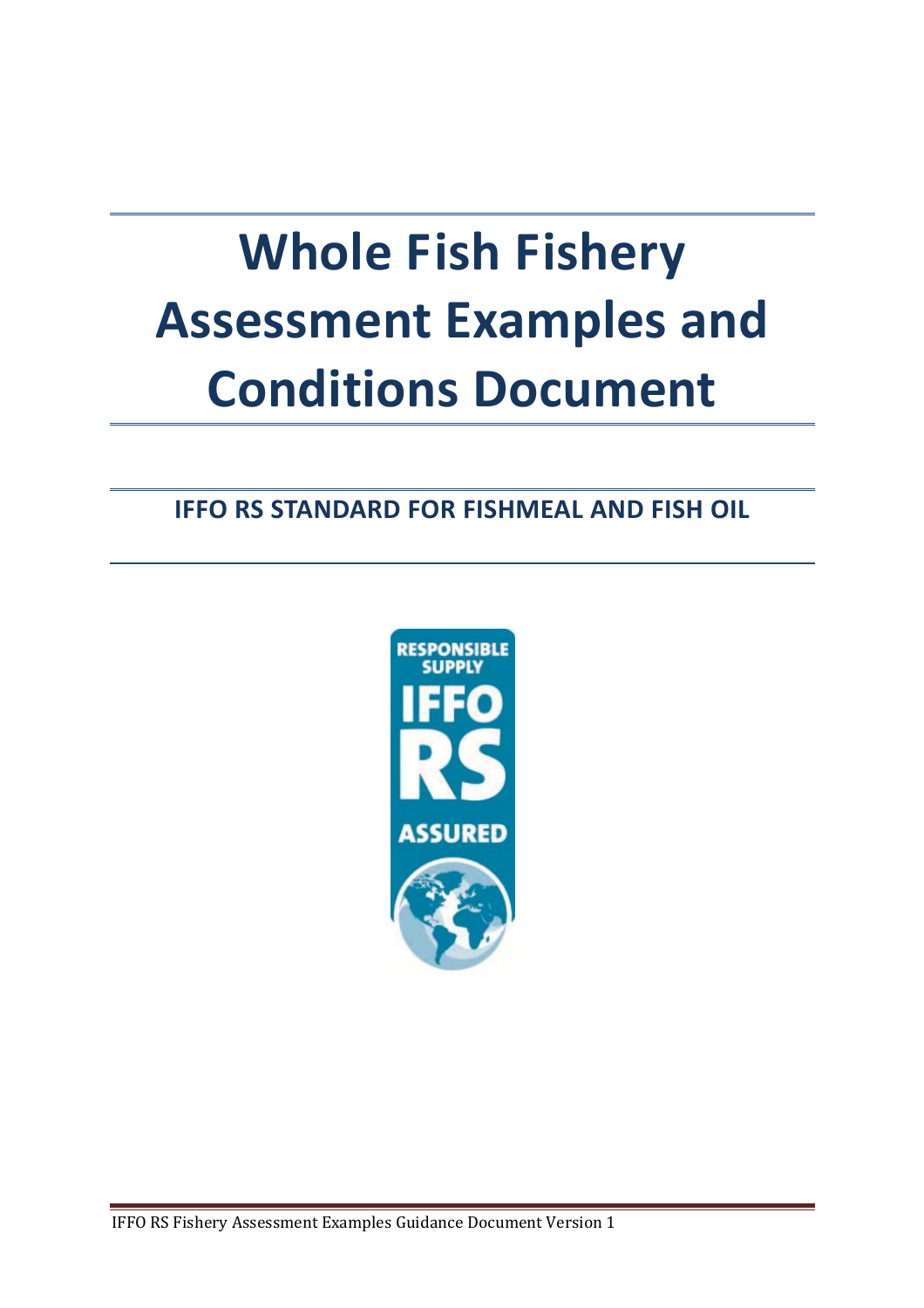# Whole Fish Fishery Assessment Examples and Conditions Document

## IFFO RS STANDARD FOR FISHMEAL AND FISH OIL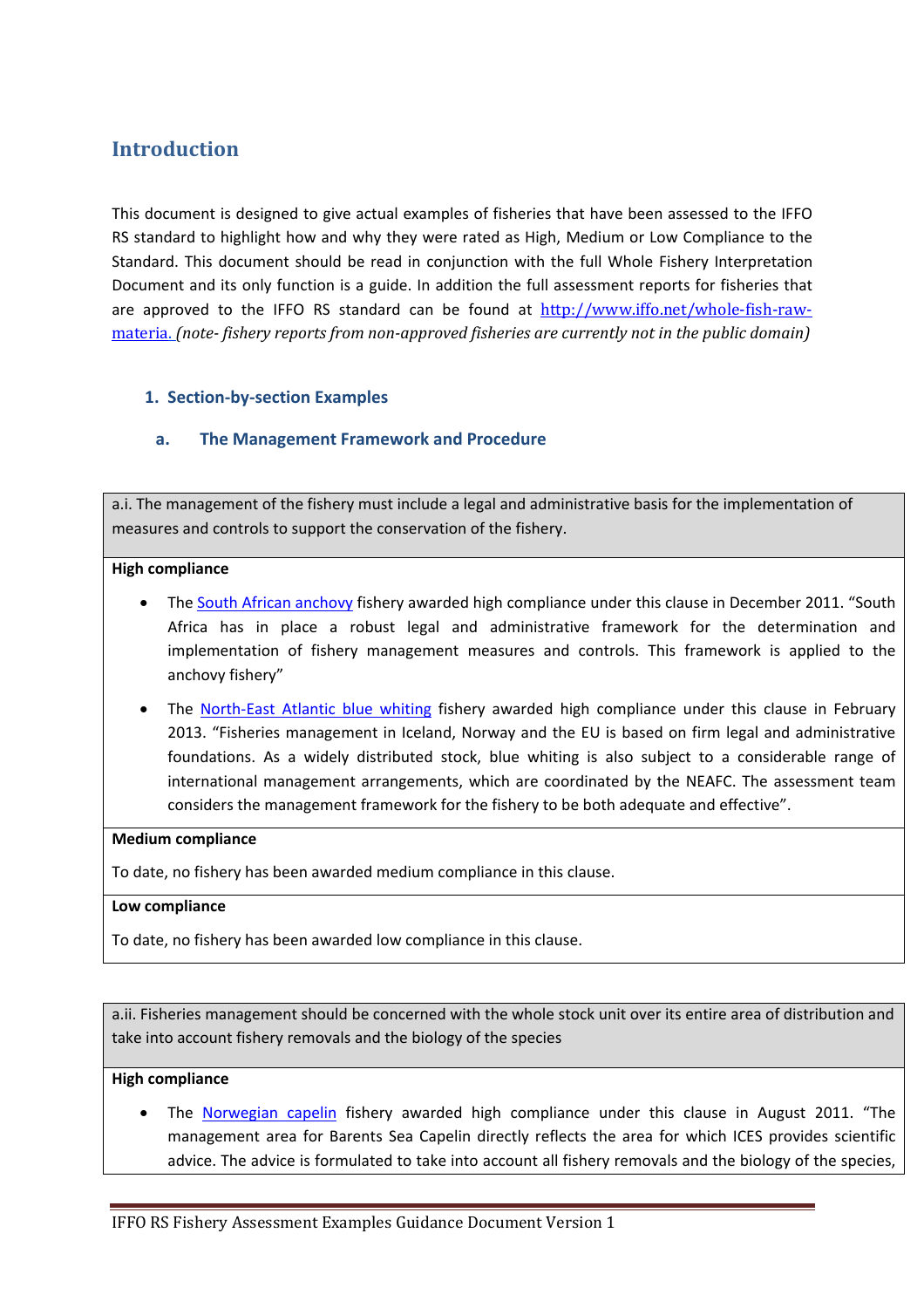## Introduction

This document is designed to give actual examples of fisheries that have been assessed to the IFFO RS standard to highlight how and why they were rated as High, Medium or Low Compliance to the Standard. This document should be read in conjunction with the full Whole Fishery Interpretation Document and its only function is a guide. In addition the full assessment reports for fisheries that are approved to the IFFO RS standard can be found at http://www.iffo.net/whole-fish-raw-materia. *(note- fishery reports from non-approved fisheries are currently not in the public domain)*

### 1. Section-by-section Examples

#### a. The Management Framework and Procedure

**a.i. The management of the fishery must include a legal and administrative basis for the implementation of measures and controls to support the conservation of the fishery.**

**High compliance**

- The South African anchovy fishery awarded high compliance under this clause in December 2011. "South Africa has in place a robust legal and administrative framework for the determination and implementation of fishery management measures and controls. This framework is applied to the anchovy fishery"
- The North-East Atlantic blue whiting fishery awarded high compliance under this clause in February 2013. "Fisheries management in Iceland, Norway and the EU is based on firm legal and administrative foundations. As a widely distributed stock, blue whiting is also subject to a considerable range of international management arrangements, which are coordinated by the NEAFC. The assessment team considers the management framework for the fishery to be both adequate and effective".

**Medium compliance**

To date, no fishery has been awarded medium compliance in this clause.

**Low compliance**

To date, no fishery has been awarded low compliance in this clause.

**a.ii. Fisheries management should be concerned with the whole stock unit over its entire area of distribution and take into account fishery removals and the biology of the species**

**High compliance**

- The Norwegian capelin fishery awarded high compliance under this clause in August 2011. "The management area for Barents Sea Capelin directly reflects the area for which ICES provides scientific advice. The advice is formulated to take into account all fishery removals and the biology of the species,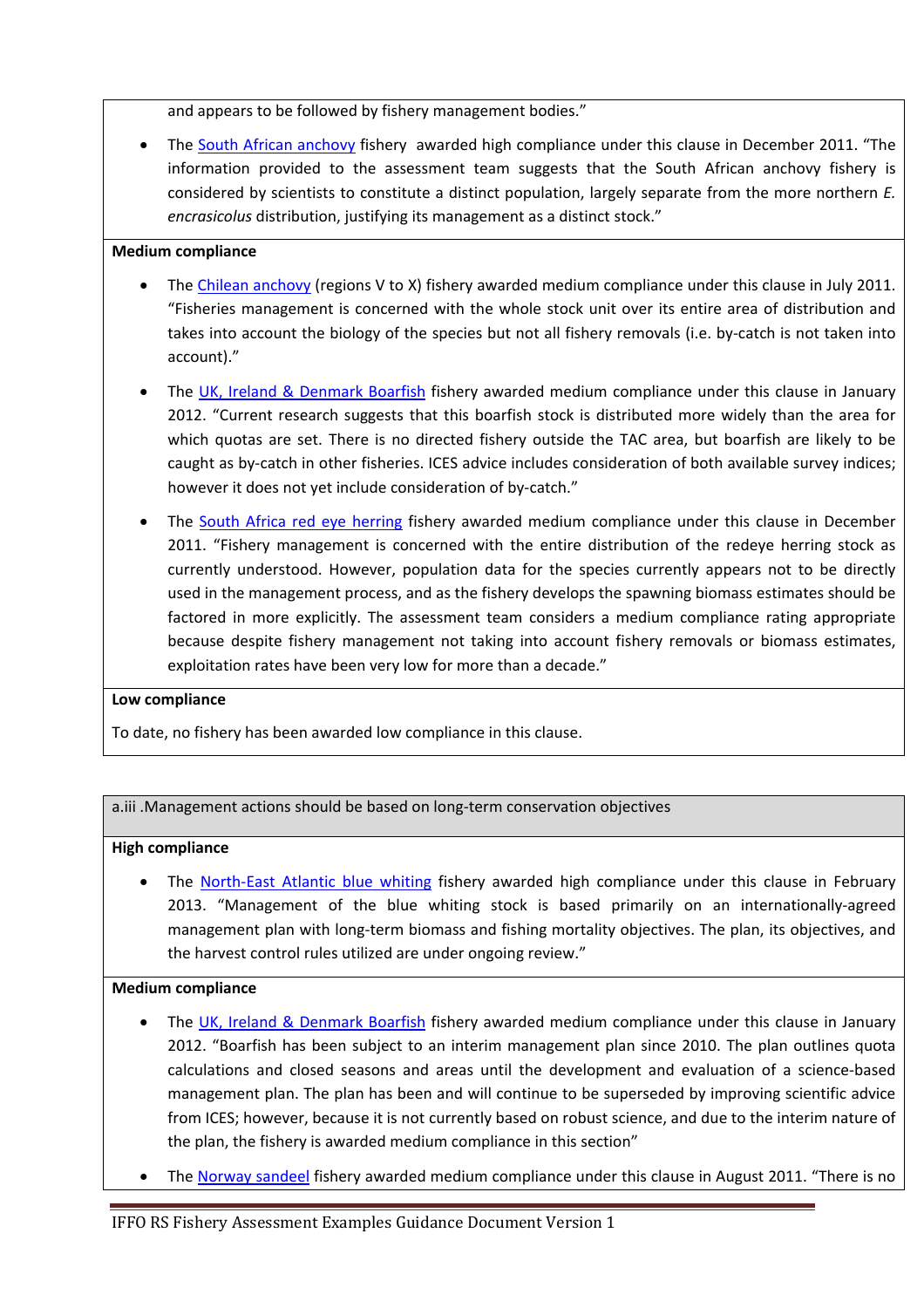and appears to be followed by fishery management bodies."

- The South African anchovy fishery awarded high compliance under this clause in December 2011. "The information provided to the assessment team suggests that the South African anchovy fishery is considered by scientists to constitute a distinct population, largely separate from the more northern *E. encrasicolus* distribution, justifying its management as a distinct stock."

**Medium compliance**

- The Chilean anchovy (regions V to X) fishery awarded medium compliance under this clause in July 2011. "Fisheries management is concerned with the whole stock unit over its entire area of distribution and takes into account the biology of the species but not all fishery removals (i.e. by-catch is not taken into account)."
- The UK, Ireland & Denmark Boarfish fishery awarded medium compliance under this clause in January 2012. "Current research suggests that this boarfish stock is distributed more widely than the area for which quotas are set. There is no directed fishery outside the TAC area, but boarfish are likely to be caught as by-catch in other fisheries. ICES advice includes consideration of both available survey indices; however it does not yet include consideration of by-catch."
- The South Africa red eye herring fishery awarded medium compliance under this clause in December 2011. "Fishery management is concerned with the entire distribution of the redeye herring stock as currently understood. However, population data for the species currently appears not to be directly used in the management process, and as the fishery develops the spawning biomass estimates should be factored in more explicitly. The assessment team considers a medium compliance rating appropriate because despite fishery management not taking into account fishery removals or biomass estimates, exploitation rates have been very low for more than a decade."

**Low compliance**

To date, no fishery has been awarded low compliance in this clause.

## a.iii .Management actions should be based on long-term conservation objectives

**High compliance**

- The North-East Atlantic blue whiting fishery awarded high compliance under this clause in February 2013. "Management of the blue whiting stock is based primarily on an internationally-agreed management plan with long-term biomass and fishing mortality objectives. The plan, its objectives, and the harvest control rules utilized are under ongoing review."

**Medium compliance**

- The UK, Ireland & Denmark Boarfish fishery awarded medium compliance under this clause in January 2012. "Boarfish has been subject to an interim management plan since 2010. The plan outlines quota calculations and closed seasons and areas until the development and evaluation of a science-based management plan. The plan has been and will continue to be superseded by improving scientific advice from ICES; however, because it is not currently based on robust science, and due to the interim nature of the plan, the fishery is awarded medium compliance in this section"
- The Norway sandeel fishery awarded medium compliance under this clause in August 2011. "There is no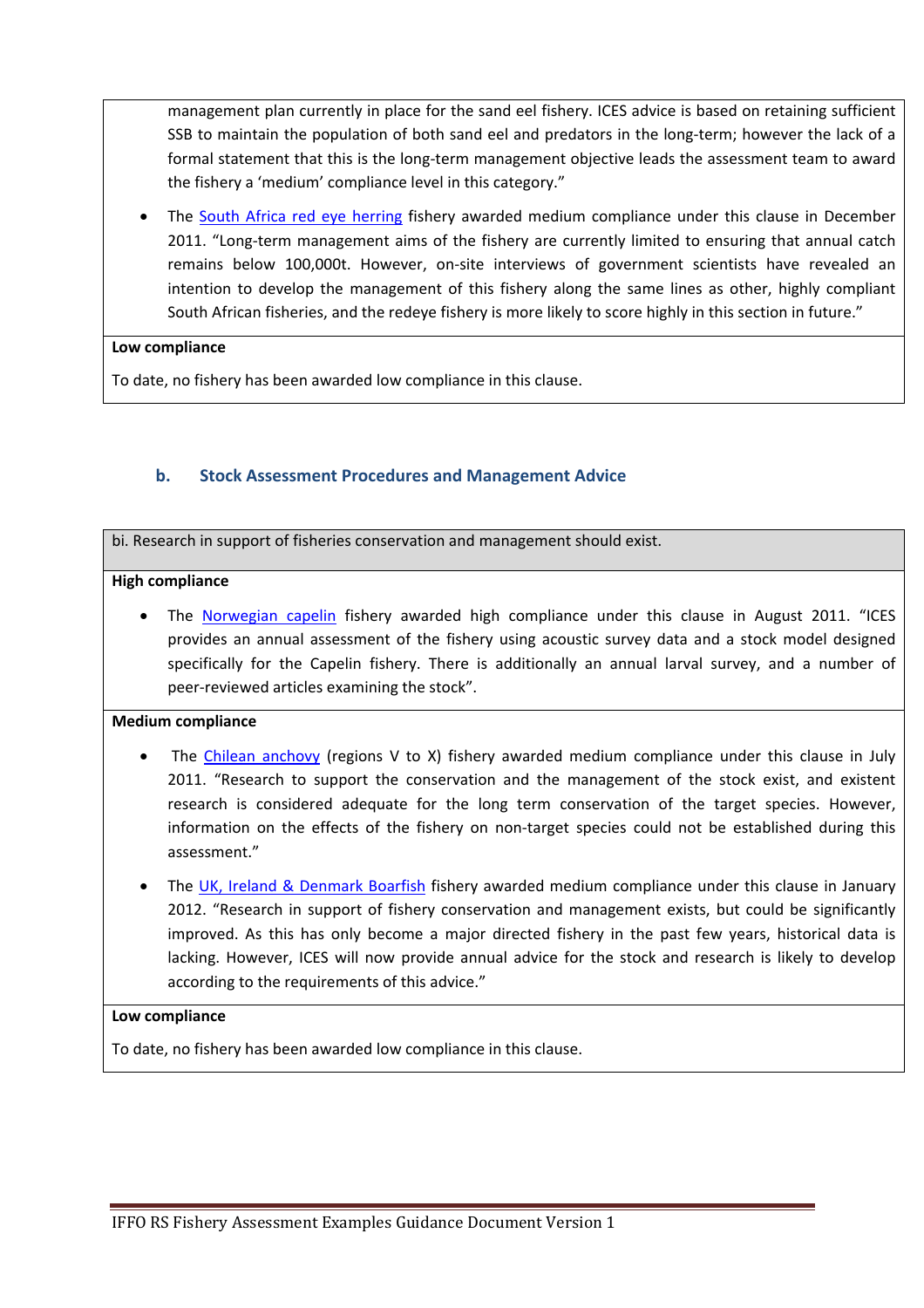management plan currently in place for the sand eel fishery. ICES advice is based on retaining sufficient SSB to maintain the population of both sand eel and predators in the long-term; however the lack of a formal statement that this is the long-term management objective leads the assessment team to award the fishery a 'medium' compliance level in this category."

- The South Africa red eye herring fishery awarded medium compliance under this clause in December 2011. "Long-term management aims of the fishery are currently limited to ensuring that annual catch remains below 100,000t. However, on-site interviews of government scientists have revealed an intention to develop the management of this fishery along the same lines as other, highly compliant South African fisheries, and the redeye fishery is more likely to score highly in this section in future."

**Low compliance**

To date, no fishery has been awarded low compliance in this clause.

### b. Stock Assessment Procedures and Management Advice

bi. Research in support of fisheries conservation and management should exist.

**High compliance**

- The Norwegian capelin fishery awarded high compliance under this clause in August 2011. "ICES provides an annual assessment of the fishery using acoustic survey data and a stock model designed specifically for the Capelin fishery. There is additionally an annual larval survey, and a number of peer-reviewed articles examining the stock".

**Medium compliance**

- The Chilean anchovy (regions V to X) fishery awarded medium compliance under this clause in July 2011. "Research to support the conservation and the management of the stock exist, and existent research is considered adequate for the long term conservation of the target species. However, information on the effects of the fishery on non-target species could not be established during this assessment."

- The UK, Ireland & Denmark Boarfish fishery awarded medium compliance under this clause in January 2012. "Research in support of fishery conservation and management exists, but could be significantly improved. As this has only become a major directed fishery in the past few years, historical data is lacking. However, ICES will now provide annual advice for the stock and research is likely to develop according to the requirements of this advice."

**Low compliance**

To date, no fishery has been awarded low compliance in this clause.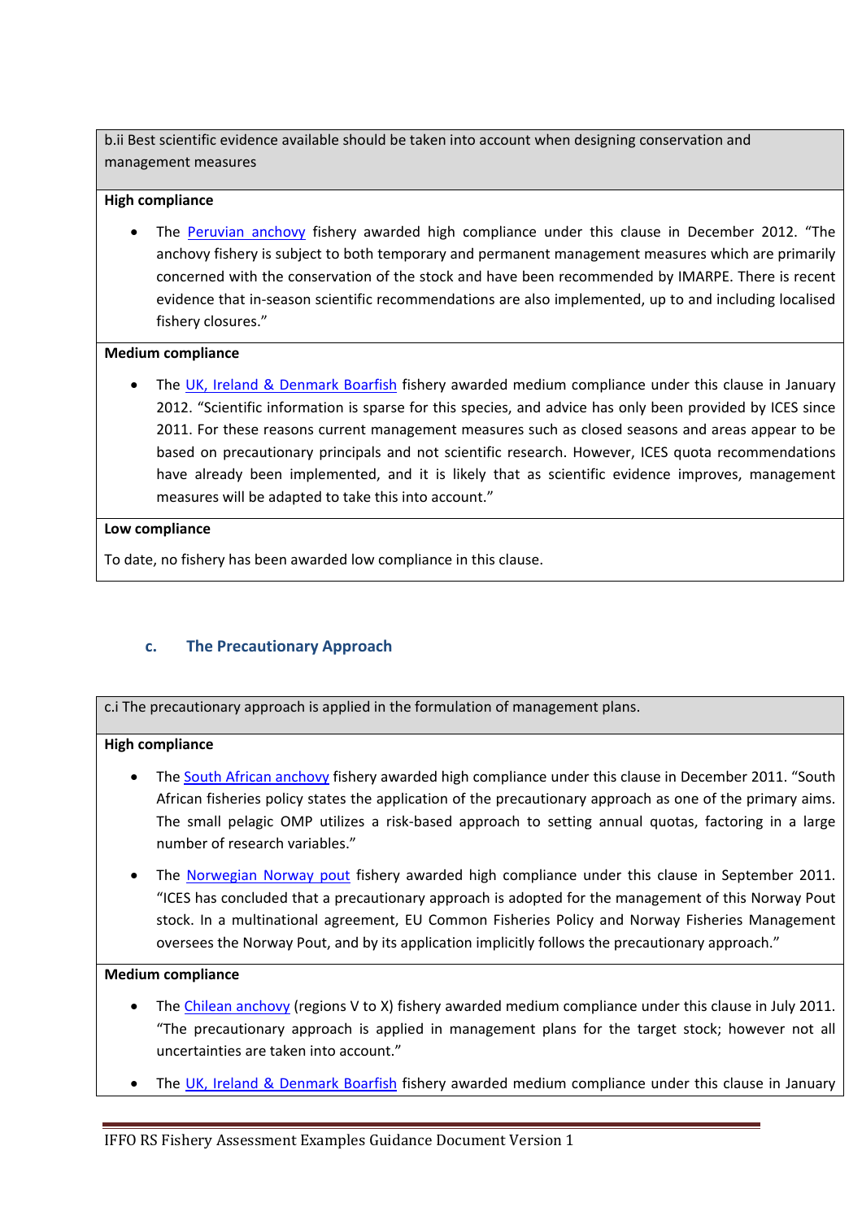**b.ii Best scientific evidence available should be taken into account when designing conservation and management measures**

**High compliance**

- The Peruvian anchovy fishery awarded high compliance under this clause in December 2012. "The anchovy fishery is subject to both temporary and permanent management measures which are primarily concerned with the conservation of the stock and have been recommended by IMARPE. There is recent evidence that in-season scientific recommendations are also implemented, up to and including localised fishery closures."

**Medium compliance**

- The UK, Ireland & Denmark Boarfish fishery awarded medium compliance under this clause in January 2012. "Scientific information is sparse for this species, and advice has only been provided by ICES since 2011. For these reasons current management measures such as closed seasons and areas appear to be based on precautionary principals and not scientific research. However, ICES quota recommendations have already been implemented, and it is likely that as scientific evidence improves, management measures will be adapted to take this into account."

**Low compliance**

To date, no fishery has been awarded low compliance in this clause.

## c. The Precautionary Approach

**c.i The precautionary approach is applied in the formulation of management plans.**

**High compliance**

- The South African anchovy fishery awarded high compliance under this clause in December 2011. "South African fisheries policy states the application of the precautionary approach as one of the primary aims. The small pelagic OMP utilizes a risk-based approach to setting annual quotas, factoring in a large number of research variables."
- The Norwegian Norway pout fishery awarded high compliance under this clause in September 2011. "ICES has concluded that a precautionary approach is adopted for the management of this Norway Pout stock. In a multinational agreement, EU Common Fisheries Policy and Norway Fisheries Management oversees the Norway Pout, and by its application implicitly follows the precautionary approach."

**Medium compliance**

- The Chilean anchovy (regions V to X) fishery awarded medium compliance under this clause in July 2011. "The precautionary approach is applied in management plans for the target stock; however not all uncertainties are taken into account."
- The UK, Ireland & Denmark Boarfish fishery awarded medium compliance under this clause in January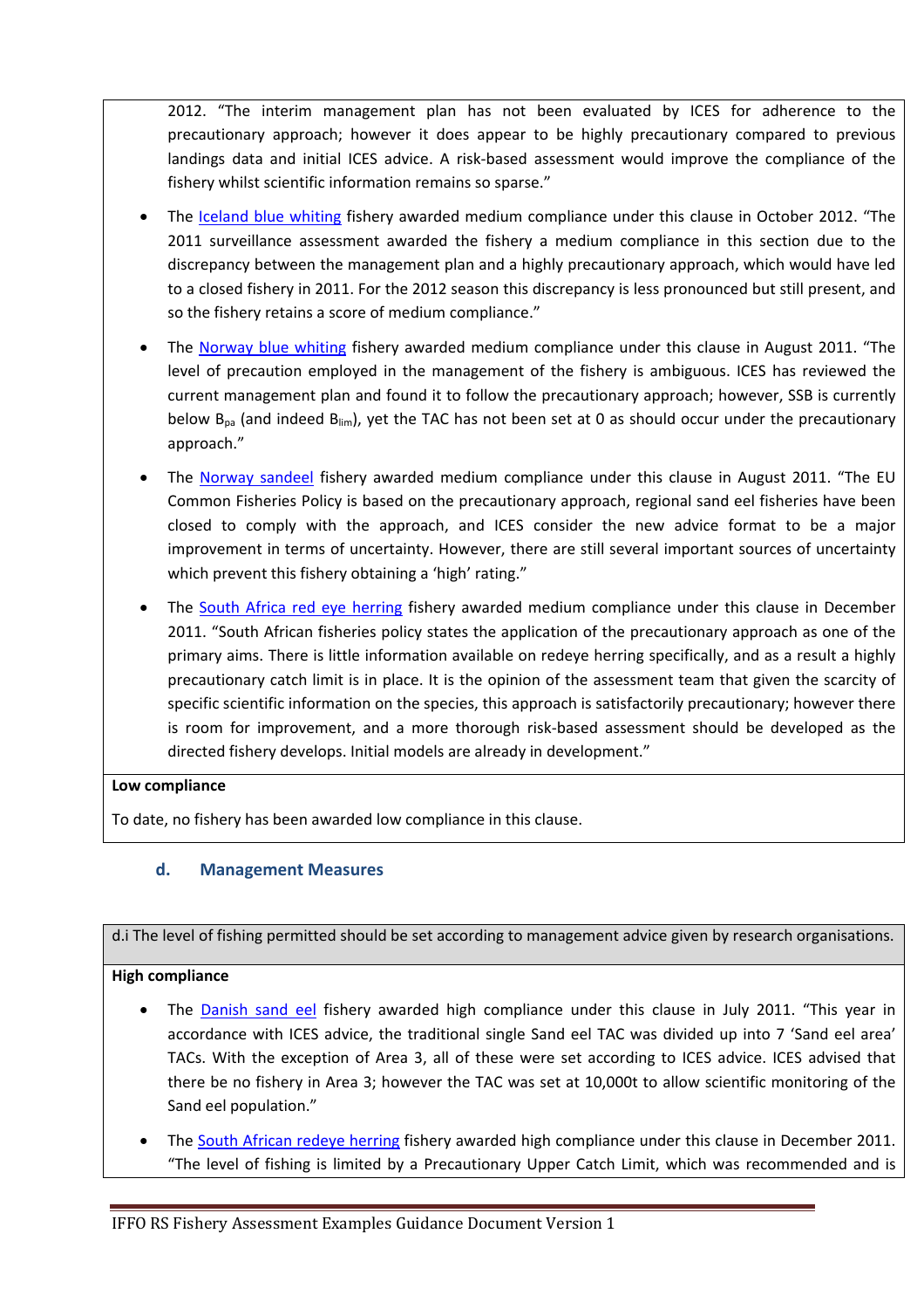2012. "The interim management plan has not been evaluated by ICES for adherence to the precautionary approach; however it does appear to be highly precautionary compared to previous landings data and initial ICES advice. A risk-based assessment would improve the compliance of the fishery whilst scientific information remains so sparse."

- The Iceland blue whiting fishery awarded medium compliance under this clause in October 2012. "The 2011 surveillance assessment awarded the fishery a medium compliance in this section due to the discrepancy between the management plan and a highly precautionary approach, which would have led to a closed fishery in 2011. For the 2012 season this discrepancy is less pronounced but still present, and so the fishery retains a score of medium compliance."

- The Norway blue whiting fishery awarded medium compliance under this clause in August 2011. "The level of precaution employed in the management of the fishery is ambiguous. ICES has reviewed the current management plan and found it to follow the precautionary approach; however, SSB is currently below $B_{pa}$ (and indeed $B_{lim}$), yet the TAC has not been set at 0 as should occur under the precautionary approach."

- The Norway sandeel fishery awarded medium compliance under this clause in August 2011. "The EU Common Fisheries Policy is based on the precautionary approach, regional sand eel fisheries have been closed to comply with the approach, and ICES consider the new advice format to be a major improvement in terms of uncertainty. However, there are still several important sources of uncertainty which prevent this fishery obtaining a 'high' rating."

- The South Africa red eye herring fishery awarded medium compliance under this clause in December 2011. "South African fisheries policy states the application of the precautionary approach as one of the primary aims. There is little information available on redeye herring specifically, and as a result a highly precautionary catch limit is in place. It is the opinion of the assessment team that given the scarcity of specific scientific information on the species, this approach is satisfactorily precautionary; however there is room for improvement, and a more thorough risk-based assessment should be developed as the directed fishery develops. Initial models are already in development."

**Low compliance**

To date, no fishery has been awarded low compliance in this clause.

### d. Management Measures

d.i The level of fishing permitted should be set according to management advice given by research organisations.

**High compliance**

- The Danish sand eel fishery awarded high compliance under this clause in July 2011. "This year in accordance with ICES advice, the traditional single Sand eel TAC was divided up into 7 'Sand eel area' TACs. With the exception of Area 3, all of these were set according to ICES advice. ICES advised that there be no fishery in Area 3; however the TAC was set at 10,000t to allow scientific monitoring of the Sand eel population."

- The South African redeye herring fishery awarded high compliance under this clause in December 2011. "The level of fishing is limited by a Precautionary Upper Catch Limit, which was recommended and is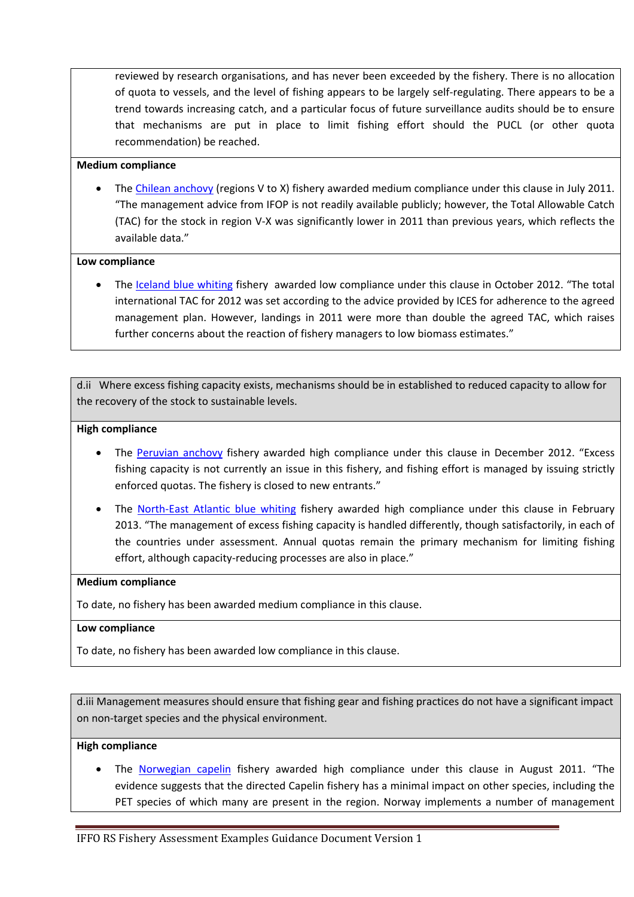reviewed by research organisations, and has never been exceeded by the fishery. There is no allocation of quota to vessels, and the level of fishing appears to be largely self-regulating. There appears to be a trend towards increasing catch, and a particular focus of future surveillance audits should be to ensure that mechanisms are put in place to limit fishing effort should the PUCL (or other quota recommendation) be reached.

**Medium compliance**

- The Chilean anchovy (regions V to X) fishery awarded medium compliance under this clause in July 2011. "The management advice from IFOP is not readily available publicly; however, the Total Allowable Catch (TAC) for the stock in region V-X was significantly lower in 2011 than previous years, which reflects the available data."

**Low compliance**

- The Iceland blue whiting fishery awarded low compliance under this clause in October 2012. "The total international TAC for 2012 was set according to the advice provided by ICES for adherence to the agreed management plan. However, landings in 2011 were more than double the agreed TAC, which raises further concerns about the reaction of fishery managers to low biomass estimates."

d.ii Where excess fishing capacity exists, mechanisms should be in established to reduced capacity to allow for the recovery of the stock to sustainable levels.

**High compliance**

- The Peruvian anchovy fishery awarded high compliance under this clause in December 2012. "Excess fishing capacity is not currently an issue in this fishery, and fishing effort is managed by issuing strictly enforced quotas. The fishery is closed to new entrants."
- The North-East Atlantic blue whiting fishery awarded high compliance under this clause in February 2013. "The management of excess fishing capacity is handled differently, though satisfactorily, in each of the countries under assessment. Annual quotas remain the primary mechanism for limiting fishing effort, although capacity-reducing processes are also in place."

**Medium compliance**

To date, no fishery has been awarded medium compliance in this clause.

**Low compliance**

To date, no fishery has been awarded low compliance in this clause.

d.iii Management measures should ensure that fishing gear and fishing practices do not have a significant impact on non-target species and the physical environment.

**High compliance**

- The Norwegian capelin fishery awarded high compliance under this clause in August 2011. "The evidence suggests that the directed Capelin fishery has a minimal impact on other species, including the PET species of which many are present in the region. Norway implements a number of management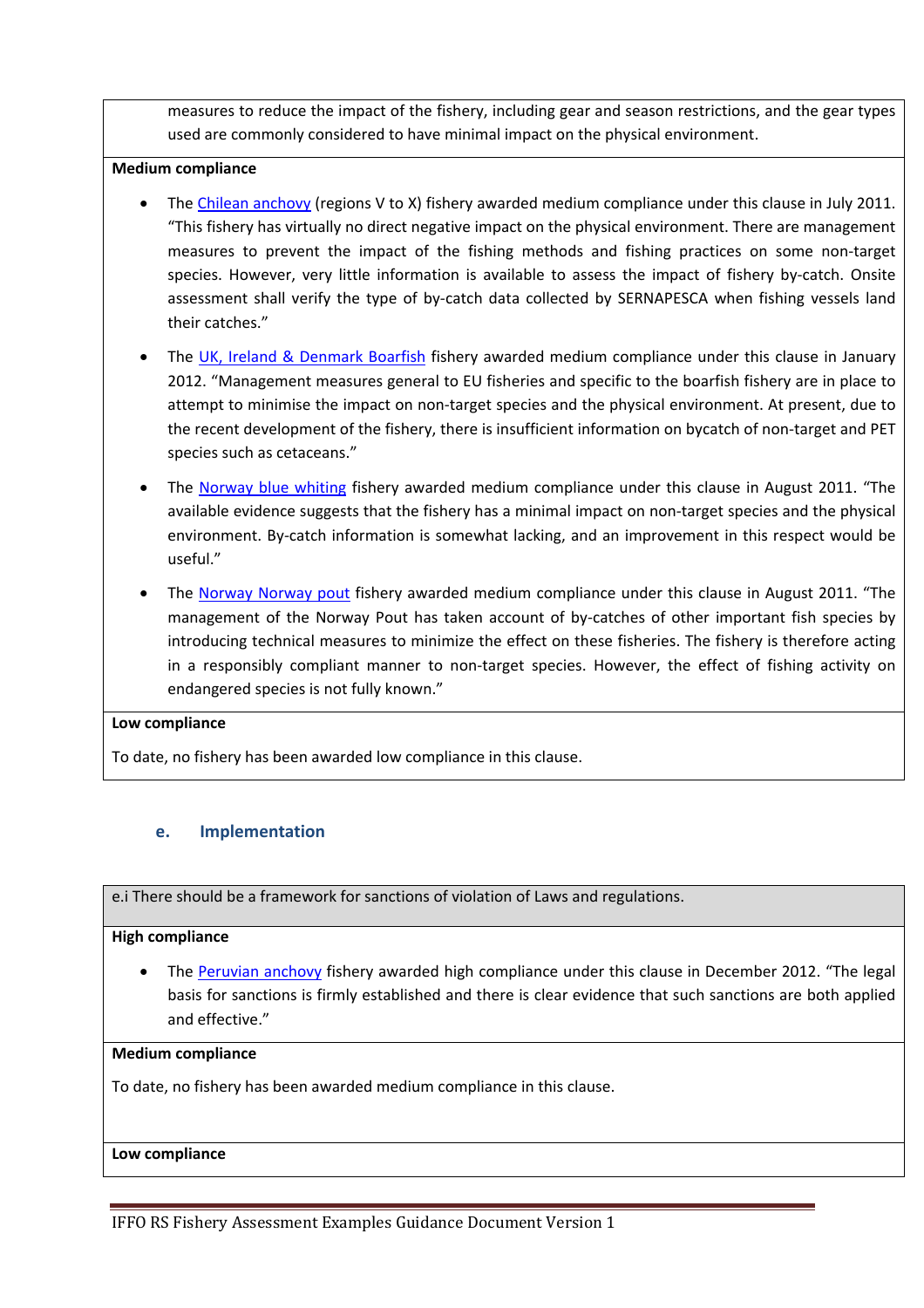measures to reduce the impact of the fishery, including gear and season restrictions, and the gear types used are commonly considered to have minimal impact on the physical environment.

**Medium compliance**

- The Chilean anchovy (regions V to X) fishery awarded medium compliance under this clause in July 2011. "This fishery has virtually no direct negative impact on the physical environment. There are management measures to prevent the impact of the fishing methods and fishing practices on some non-target species. However, very little information is available to assess the impact of fishery by-catch. Onsite assessment shall verify the type of by-catch data collected by SERNAPESCA when fishing vessels land their catches."
- The UK, Ireland & Denmark Boarfish fishery awarded medium compliance under this clause in January 2012. "Management measures general to EU fisheries and specific to the boarfish fishery are in place to attempt to minimise the impact on non-target species and the physical environment. At present, due to the recent development of the fishery, there is insufficient information on bycatch of non-target and PET species such as cetaceans."
- The Norway blue whiting fishery awarded medium compliance under this clause in August 2011. "The available evidence suggests that the fishery has a minimal impact on non-target species and the physical environment. By-catch information is somewhat lacking, and an improvement in this respect would be useful."
- The Norway Norway pout fishery awarded medium compliance under this clause in August 2011. "The management of the Norway Pout has taken account of by-catches of other important fish species by introducing technical measures to minimize the effect on these fisheries. The fishery is therefore acting in a responsibly compliant manner to non-target species. However, the effect of fishing activity on endangered species is not fully known."

**Low compliance**

To date, no fishery has been awarded low compliance in this clause.

## e. Implementation

e.i There should be a framework for sanctions of violation of Laws and regulations.

**High compliance**

- The Peruvian anchovy fishery awarded high compliance under this clause in December 2012. "The legal basis for sanctions is firmly established and there is clear evidence that such sanctions are both applied and effective."

**Medium compliance**

To date, no fishery has been awarded medium compliance in this clause.

**Low compliance**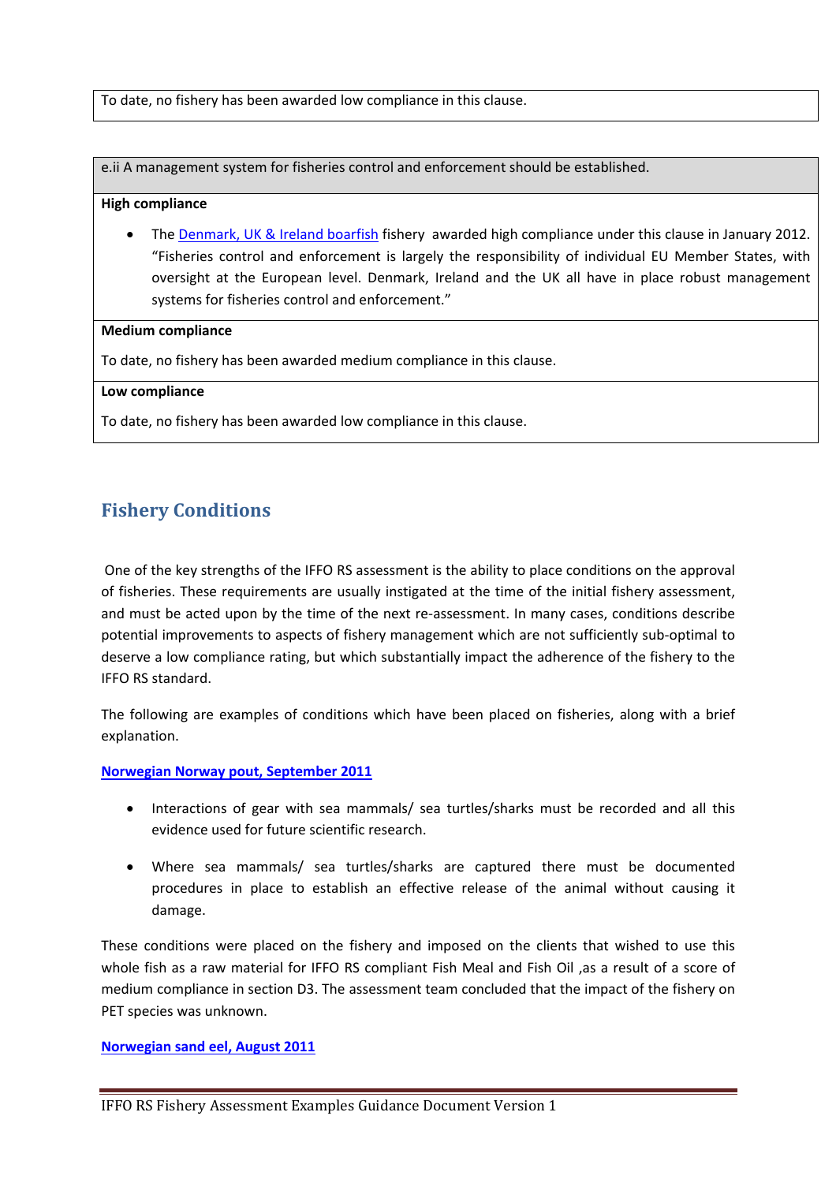To date, no fishery has been awarded low compliance in this clause.

e.ii A management system for fisheries control and enforcement should be established.

**High compliance**

- The [Denmark, UK & Ireland boarfish]() fishery awarded high compliance under this clause in January 2012. "Fisheries control and enforcement is largely the responsibility of individual EU Member States, with oversight at the European level. Denmark, Ireland and the UK all have in place robust management systems for fisheries control and enforcement."

**Medium compliance**

To date, no fishery has been awarded medium compliance in this clause.

**Low compliance**

To date, no fishery has been awarded low compliance in this clause.

## Fishery Conditions

One of the key strengths of the IFFO RS assessment is the ability to place conditions on the approval of fisheries. These requirements are usually instigated at the time of the initial fishery assessment, and must be acted upon by the time of the next re-assessment. In many cases, conditions describe potential improvements to aspects of fishery management which are not sufficiently sub-optimal to deserve a low compliance rating, but which substantially impact the adherence of the fishery to the IFFO RS standard.

The following are examples of conditions which have been placed on fisheries, along with a brief explanation.

**[Norwegian Norway pout, September 2011]()**

- Interactions of gear with sea mammals/ sea turtles/sharks must be recorded and all this evidence used for future scientific research.
- Where sea mammals/ sea turtles/sharks are captured there must be documented procedures in place to establish an effective release of the animal without causing it damage.

These conditions were placed on the fishery and imposed on the clients that wished to use this whole fish as a raw material for IFFO RS compliant Fish Meal and Fish Oil ,as a result of a score of medium compliance in section D3. The assessment team concluded that the impact of the fishery on PET species was unknown.

**[Norwegian sand eel, August 2011]()**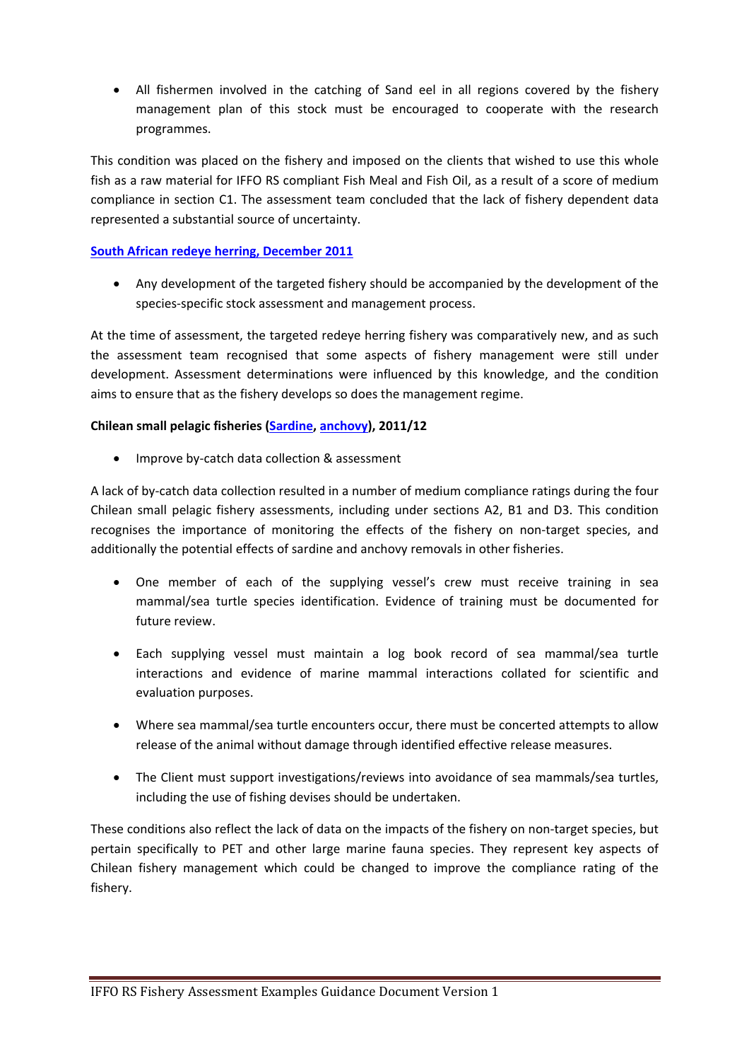- All fishermen involved in the catching of Sand eel in all regions covered by the fishery management plan of this stock must be encouraged to cooperate with the research programmes.

This condition was placed on the fishery and imposed on the clients that wished to use this whole fish as a raw material for IFFO RS compliant Fish Meal and Fish Oil, as a result of a score of medium compliance in section C1. The assessment team concluded that the lack of fishery dependent data represented a substantial source of uncertainty.

**South African redeye herring, December 2011**

- Any development of the targeted fishery should be accompanied by the development of the species-specific stock assessment and management process.

At the time of assessment, the targeted redeye herring fishery was comparatively new, and as such the assessment team recognised that some aspects of fishery management were still under development. Assessment determinations were influenced by this knowledge, and the condition aims to ensure that as the fishery develops so does the management regime.

**Chilean small pelagic fisheries (Sardine, anchovy), 2011/12**

- Improve by-catch data collection & assessment

A lack of by-catch data collection resulted in a number of medium compliance ratings during the four Chilean small pelagic fishery assessments, including under sections A2, B1 and D3. This condition recognises the importance of monitoring the effects of the fishery on non-target species, and additionally the potential effects of sardine and anchovy removals in other fisheries.

- One member of each of the supplying vessel's crew must receive training in sea mammal/sea turtle species identification. Evidence of training must be documented for future review.
- Each supplying vessel must maintain a log book record of sea mammal/sea turtle interactions and evidence of marine mammal interactions collated for scientific and evaluation purposes.
- Where sea mammal/sea turtle encounters occur, there must be concerted attempts to allow release of the animal without damage through identified effective release measures.
- The Client must support investigations/reviews into avoidance of sea mammals/sea turtles, including the use of fishing devises should be undertaken.

These conditions also reflect the lack of data on the impacts of the fishery on non-target species, but pertain specifically to PET and other large marine fauna species. They represent key aspects of Chilean fishery management which could be changed to improve the compliance rating of the fishery.